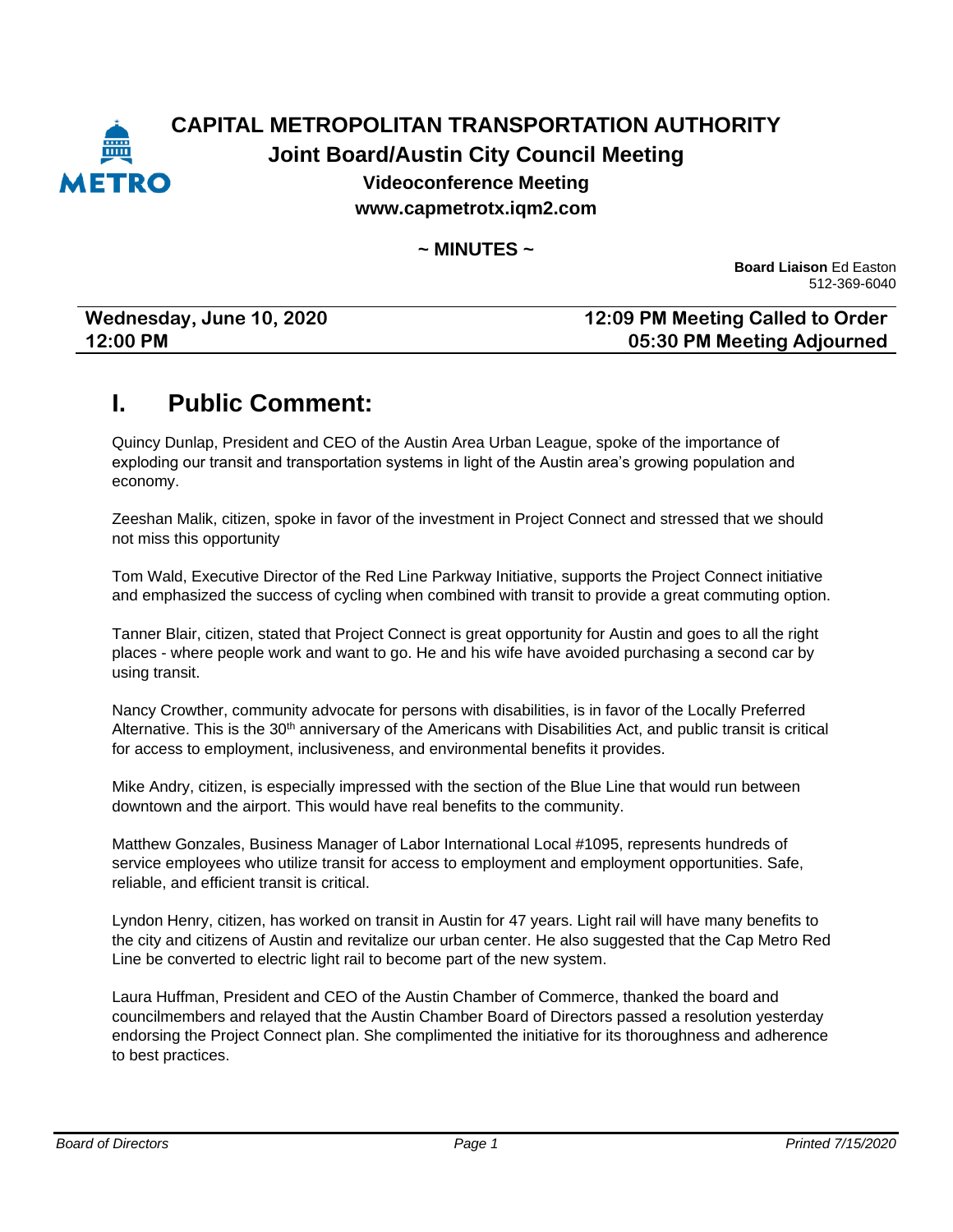# CAPITAL METROPOLITAN TRANSPORTATION AUTHORITY

## Joint Board/Austin City Council Meeting

### Videoconference Meeting

### www.capmetrotx.iqm2.com

**~ MINUTES ~**

**Board Liaison** Ed Easton
512-369-6040

| **Wednesday, June 10, 2020** | **12:09 PM Meeting Called to Order** |
|---|---|
| **12:00 PM** | **05:30 PM Meeting Adjourned** |

# I. Public Comment:

Quincy Dunlap, President and CEO of the Austin Area Urban League, spoke of the importance of exploding our transit and transportation systems in light of the Austin area's growing population and economy.

Zeeshan Malik, citizen, spoke in favor of the investment in Project Connect and stressed that we should not miss this opportunity

Tom Wald, Executive Director of the Red Line Parkway Initiative, supports the Project Connect initiative and emphasized the success of cycling when combined with transit to provide a great commuting option.

Tanner Blair, citizen, stated that Project Connect is great opportunity for Austin and goes to all the right places - where people work and want to go. He and his wife have avoided purchasing a second car by using transit.

Nancy Crowther, community advocate for persons with disabilities, is in favor of the Locally Preferred Alternative. This is the 30th anniversary of the Americans with Disabilities Act, and public transit is critical for access to employment, inclusiveness, and environmental benefits it provides.

Mike Andry, citizen, is especially impressed with the section of the Blue Line that would run between downtown and the airport. This would have real benefits to the community.

Matthew Gonzales, Business Manager of Labor International Local #1095, represents hundreds of service employees who utilize transit for access to employment and employment opportunities. Safe, reliable, and efficient transit is critical.

Lyndon Henry, citizen, has worked on transit in Austin for 47 years. Light rail will have many benefits to the city and citizens of Austin and revitalize our urban center. He also suggested that the Cap Metro Red Line be converted to electric light rail to become part of the new system.

Laura Huffman, President and CEO of the Austin Chamber of Commerce, thanked the board and councilmembers and relayed that the Austin Chamber Board of Directors passed a resolution yesterday endorsing the Project Connect plan. She complimented the initiative for its thoroughness and adherence to best practices.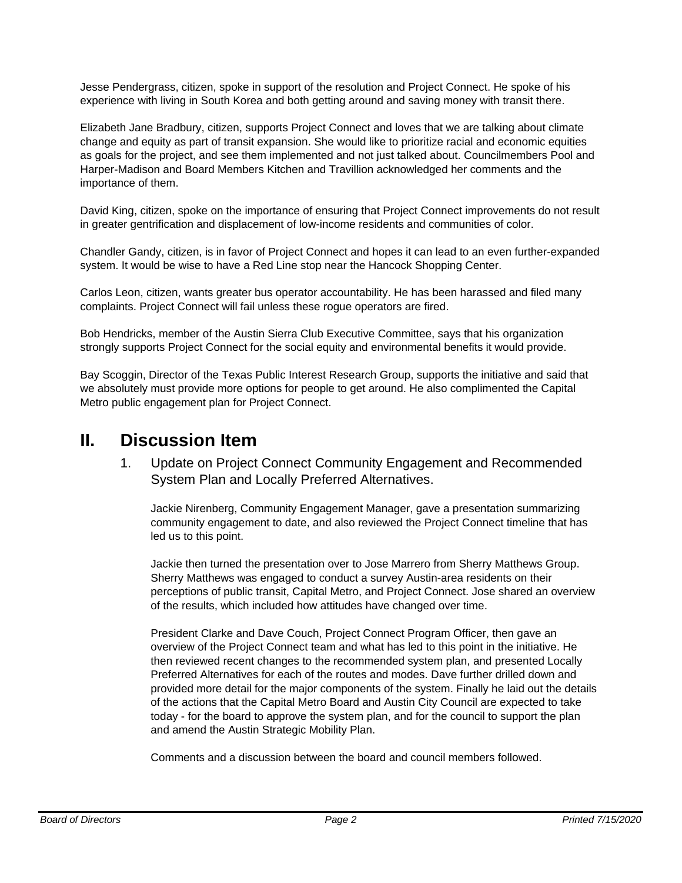Jesse Pendergrass, citizen, spoke in support of the resolution and Project Connect. He spoke of his experience with living in South Korea and both getting around and saving money with transit there.

Elizabeth Jane Bradbury, citizen, supports Project Connect and loves that we are talking about climate change and equity as part of transit expansion. She would like to prioritize racial and economic equities as goals for the project, and see them implemented and not just talked about. Councilmembers Pool and Harper-Madison and Board Members Kitchen and Travillion acknowledged her comments and the importance of them.

David King, citizen, spoke on the importance of ensuring that Project Connect improvements do not result in greater gentrification and displacement of low-income residents and communities of color.

Chandler Gandy, citizen, is in favor of Project Connect and hopes it can lead to an even further-expanded system. It would be wise to have a Red Line stop near the Hancock Shopping Center.

Carlos Leon, citizen, wants greater bus operator accountability. He has been harassed and filed many complaints. Project Connect will fail unless these rogue operators are fired.

Bob Hendricks, member of the Austin Sierra Club Executive Committee, says that his organization strongly supports Project Connect for the social equity and environmental benefits it would provide.

Bay Scoggin, Director of the Texas Public Interest Research Group, supports the initiative and said that we absolutely must provide more options for people to get around. He also complimented the Capital Metro public engagement plan for Project Connect.

# II. Discussion Item

1. Update on Project Connect Community Engagement and Recommended System Plan and Locally Preferred Alternatives.

   Jackie Nirenberg, Community Engagement Manager, gave a presentation summarizing community engagement to date, and also reviewed the Project Connect timeline that has led us to this point.

   Jackie then turned the presentation over to Jose Marrero from Sherry Matthews Group. Sherry Matthews was engaged to conduct a survey Austin-area residents on their perceptions of public transit, Capital Metro, and Project Connect. Jose shared an overview of the results, which included how attitudes have changed over time.

   President Clarke and Dave Couch, Project Connect Program Officer, then gave an overview of the Project Connect team and what has led to this point in the initiative. He then reviewed recent changes to the recommended system plan, and presented Locally Preferred Alternatives for each of the routes and modes. Dave further drilled down and provided more detail for the major components of the system. Finally he laid out the details of the actions that the Capital Metro Board and Austin City Council are expected to take today - for the board to approve the system plan, and for the council to support the plan and amend the Austin Strategic Mobility Plan.

   Comments and a discussion between the board and council members followed.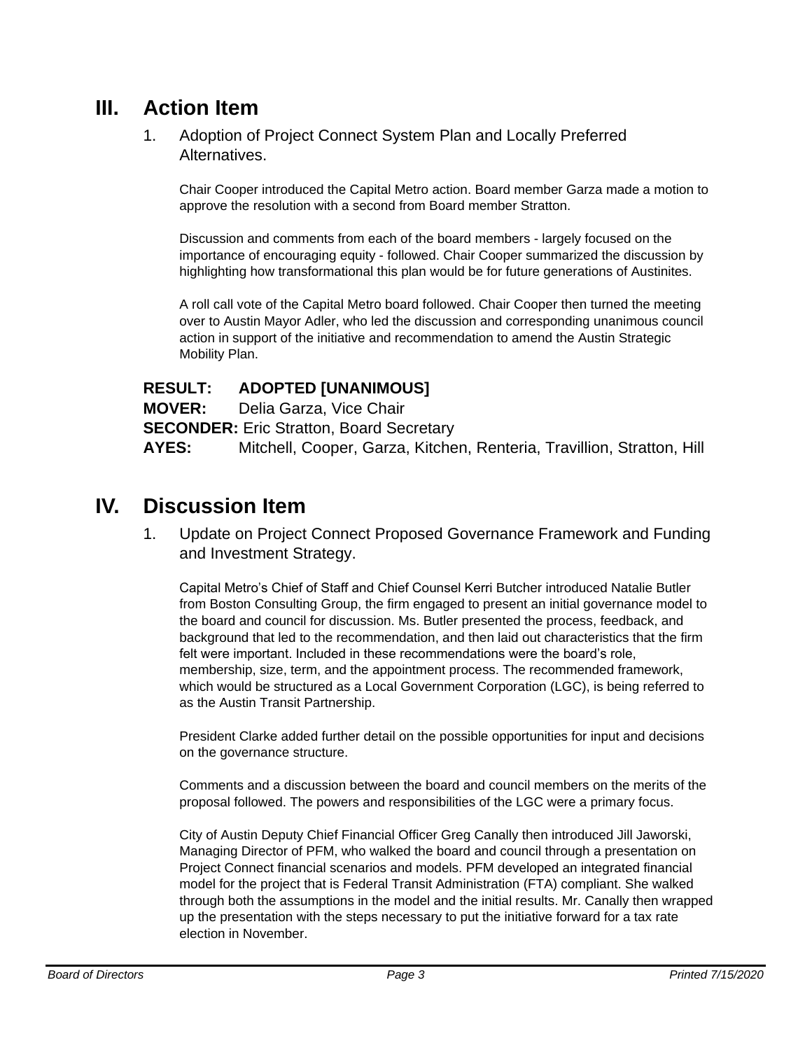# III. Action Item

1. Adoption of Project Connect System Plan and Locally Preferred Alternatives.

   Chair Cooper introduced the Capital Metro action. Board member Garza made a motion to approve the resolution with a second from Board member Stratton.

   Discussion and comments from each of the board members - largely focused on the importance of encouraging equity - followed. Chair Cooper summarized the discussion by highlighting how transformational this plan would be for future generations of Austinites.

   A roll call vote of the Capital Metro board followed. Chair Cooper then turned the meeting over to Austin Mayor Adler, who led the discussion and corresponding unanimous council action in support of the initiative and recommendation to amend the Austin Strategic Mobility Plan.

   **RESULT:** **ADOPTED [UNANIMOUS]**
   **MOVER:** Delia Garza, Vice Chair
   **SECONDER:** Eric Stratton, Board Secretary
   **AYES:** Mitchell, Cooper, Garza, Kitchen, Renteria, Travillion, Stratton, Hill

# IV. Discussion Item

1. Update on Project Connect Proposed Governance Framework and Funding and Investment Strategy.

   Capital Metro's Chief of Staff and Chief Counsel Kerri Butcher introduced Natalie Butler from Boston Consulting Group, the firm engaged to present an initial governance model to the board and council for discussion. Ms. Butler presented the process, feedback, and background that led to the recommendation, and then laid out characteristics that the firm felt were important. Included in these recommendations were the board's role, membership, size, term, and the appointment process. The recommended framework, which would be structured as a Local Government Corporation (LGC), is being referred to as the Austin Transit Partnership.

   President Clarke added further detail on the possible opportunities for input and decisions on the governance structure.

   Comments and a discussion between the board and council members on the merits of the proposal followed. The powers and responsibilities of the LGC were a primary focus.

   City of Austin Deputy Chief Financial Officer Greg Canally then introduced Jill Jaworski, Managing Director of PFM, who walked the board and council through a presentation on Project Connect financial scenarios and models. PFM developed an integrated financial model for the project that is Federal Transit Administration (FTA) compliant. She walked through both the assumptions in the model and the initial results. Mr. Canally then wrapped up the presentation with the steps necessary to put the initiative forward for a tax rate election in November.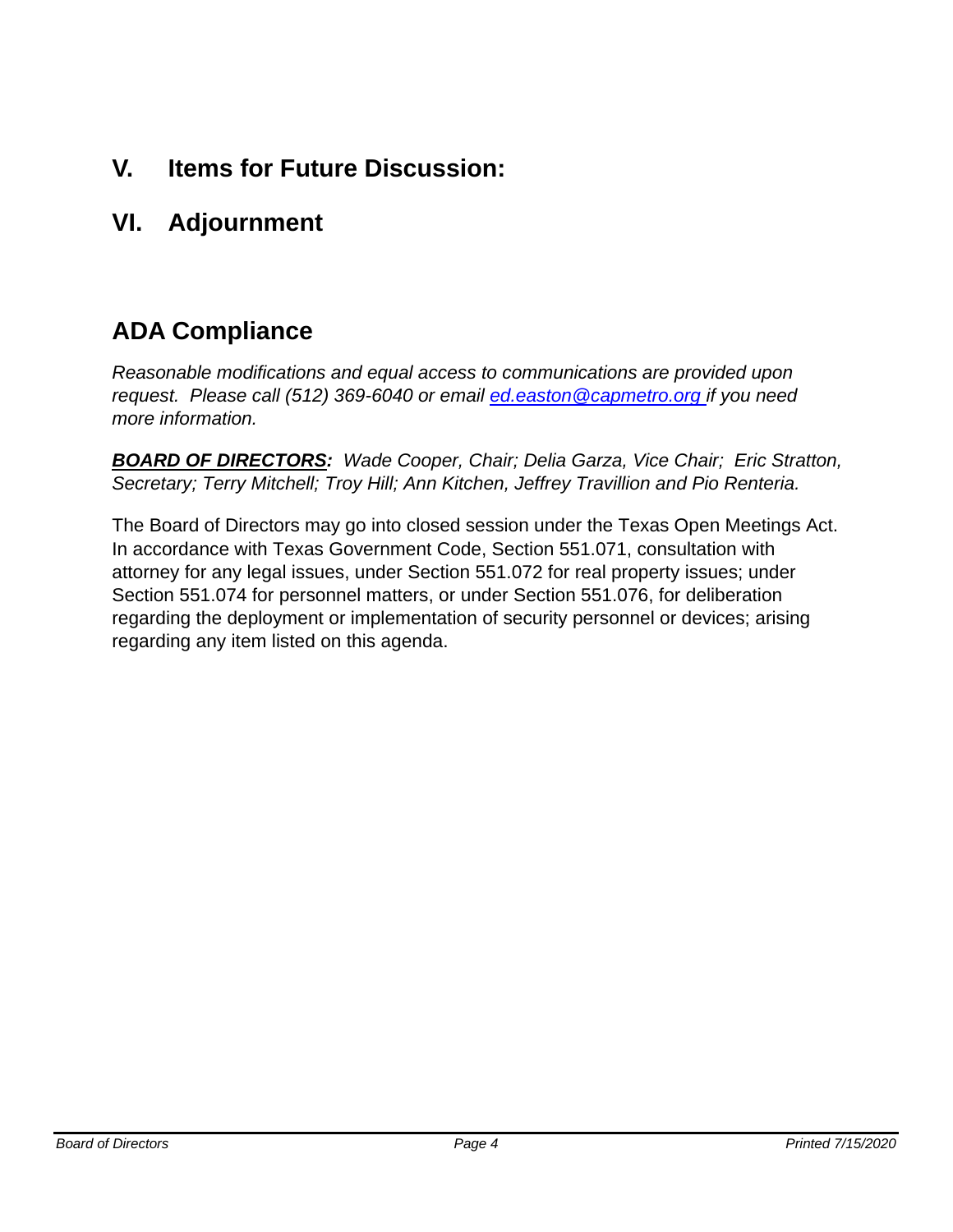## V. Items for Future Discussion:

## VI. Adjournment

## ADA Compliance

*Reasonable modifications and equal access to communications are provided upon request. Please call (512) 369-6040 or email [ed.easton@capmetro.org](mailto:ed.easton@capmetro.org) if you need more information.*

***BOARD OF DIRECTORS:*** *Wade Cooper, Chair; Delia Garza, Vice Chair; Eric Stratton, Secretary; Terry Mitchell; Troy Hill; Ann Kitchen, Jeffrey Travillion and Pio Renteria.*

The Board of Directors may go into closed session under the Texas Open Meetings Act. In accordance with Texas Government Code, Section 551.071, consultation with attorney for any legal issues, under Section 551.072 for real property issues; under Section 551.074 for personnel matters, or under Section 551.076, for deliberation regarding the deployment or implementation of security personnel or devices; arising regarding any item listed on this agenda.